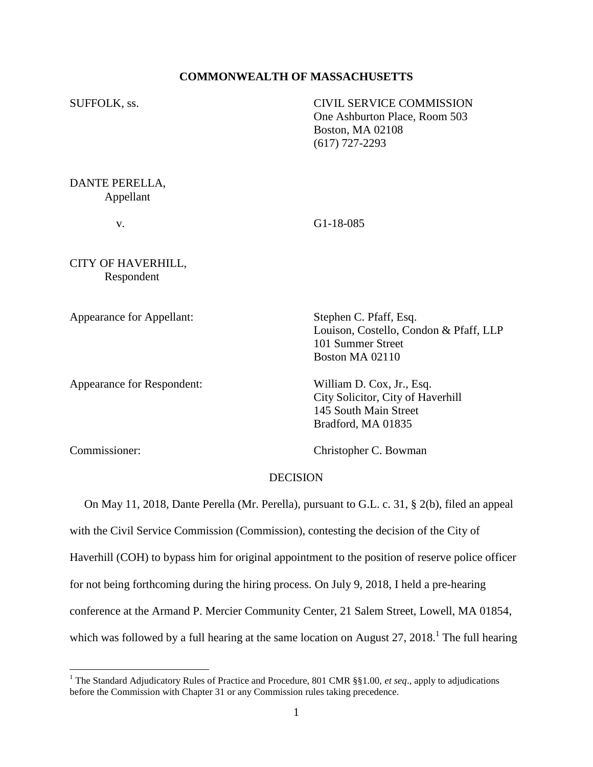**COMMONWEALTH OF MASSACHUSETTS**

SUFFOLK, ss.

CIVIL SERVICE COMMISSION
One Ashburton Place, Room 503
Boston, MA 02108
(617) 727-2293

DANTE PERELLA,
Appellant

v.

G1-18-085

CITY OF HAVERHILL,
Respondent

Appearance for Appellant:

Stephen C. Pfaff, Esq.
Louison, Costello, Condon & Pfaff, LLP
101 Summer Street
Boston MA 02110

Appearance for Respondent:

William D. Cox, Jr., Esq.
City Solicitor, City of Haverhill
145 South Main Street
Bradford, MA 01835

Commissioner:

Christopher C. Bowman

DECISION

On May 11, 2018, Dante Perella (Mr. Perella), pursuant to G.L. c. 31, § 2(b), filed an appeal with the Civil Service Commission (Commission), contesting the decision of the City of Haverhill (COH) to bypass him for original appointment to the position of reserve police officer for not being forthcoming during the hiring process. On July 9, 2018, I held a pre-hearing conference at the Armand P. Mercier Community Center, 21 Salem Street, Lowell, MA 01854, which was followed by a full hearing at the same location on August 27, 2018.[1] The full hearing

[1] The Standard Adjudicatory Rules of Practice and Procedure, 801 CMR §§1.00, *et seq*., apply to adjudications before the Commission with Chapter 31 or any Commission rules taking precedence.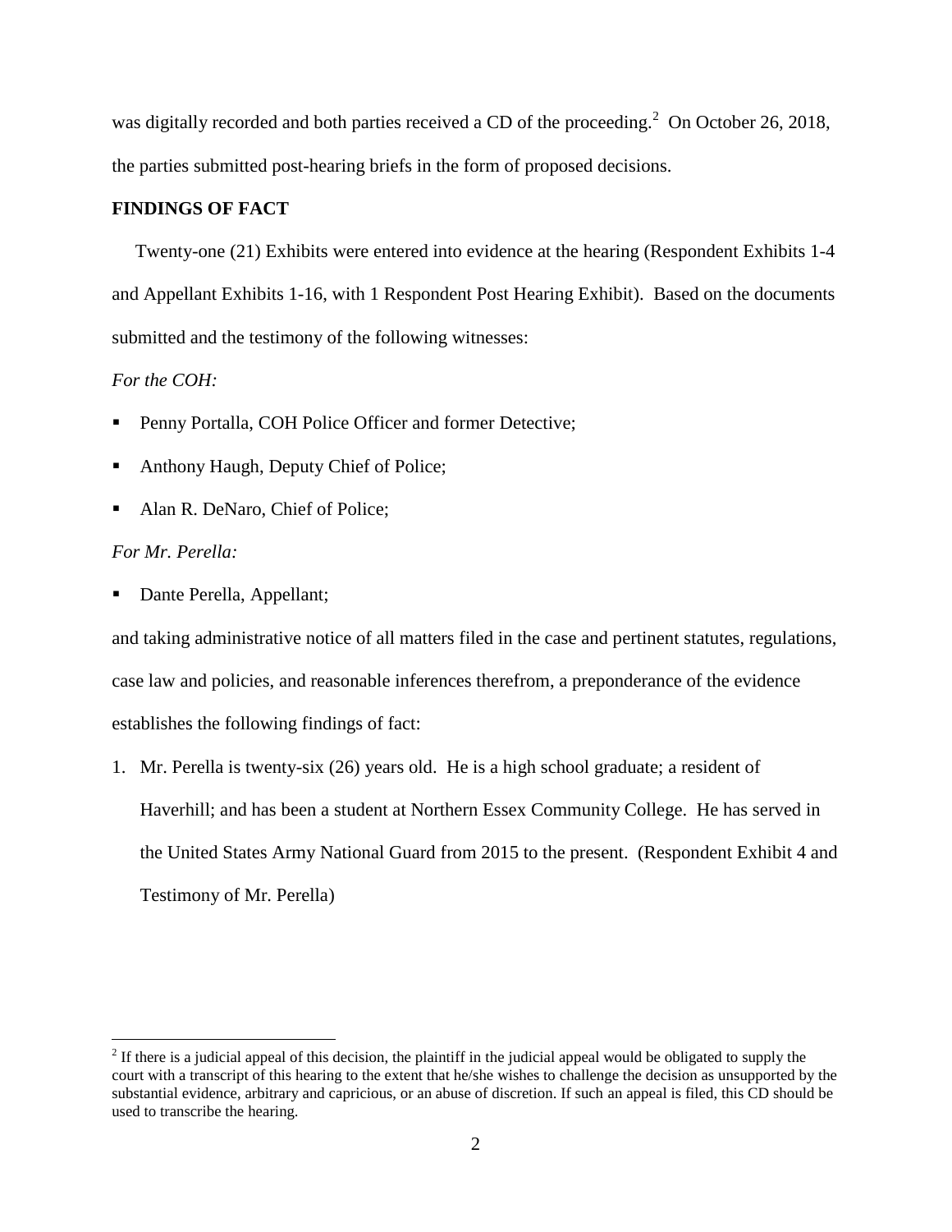was digitally recorded and both parties received a CD of the proceeding.[2] On October 26, 2018, the parties submitted post-hearing briefs in the form of proposed decisions.

**FINDINGS OF FACT**

Twenty-one (21) Exhibits were entered into evidence at the hearing (Respondent Exhibits 1-4 and Appellant Exhibits 1-16, with 1 Respondent Post Hearing Exhibit). Based on the documents submitted and the testimony of the following witnesses:

*For the COH:*

- Penny Portalla, COH Police Officer and former Detective;
- Anthony Haugh, Deputy Chief of Police;
- Alan R. DeNaro, Chief of Police;

*For Mr. Perella:*

- Dante Perella, Appellant;

and taking administrative notice of all matters filed in the case and pertinent statutes, regulations, case law and policies, and reasonable inferences therefrom, a preponderance of the evidence establishes the following findings of fact:

1. Mr. Perella is twenty-six (26) years old. He is a high school graduate; a resident of Haverhill; and has been a student at Northern Essex Community College. He has served in the United States Army National Guard from 2015 to the present. (Respondent Exhibit 4 and Testimony of Mr. Perella)

[2] If there is a judicial appeal of this decision, the plaintiff in the judicial appeal would be obligated to supply the court with a transcript of this hearing to the extent that he/she wishes to challenge the decision as unsupported by the substantial evidence, arbitrary and capricious, or an abuse of discretion. If such an appeal is filed, this CD should be used to transcribe the hearing.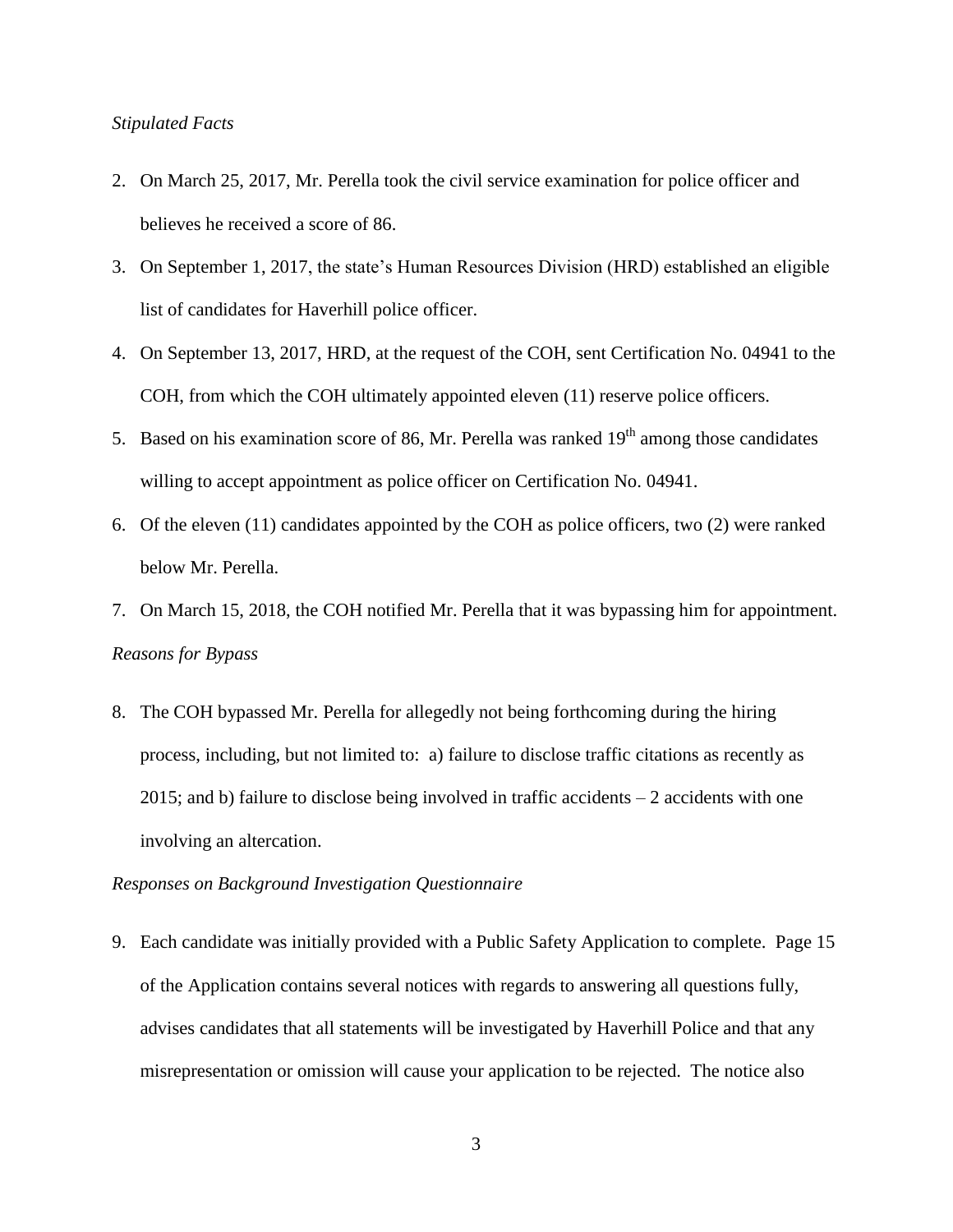*Stipulated Facts*

2. On March 25, 2017, Mr. Perella took the civil service examination for police officer and believes he received a score of 86.
3. On September 1, 2017, the state's Human Resources Division (HRD) established an eligible list of candidates for Haverhill police officer.
4. On September 13, 2017, HRD, at the request of the COH, sent Certification No. 04941 to the COH, from which the COH ultimately appointed eleven (11) reserve police officers.
5. Based on his examination score of 86, Mr. Perella was ranked 19th among those candidates willing to accept appointment as police officer on Certification No. 04941.
6. Of the eleven (11) candidates appointed by the COH as police officers, two (2) were ranked below Mr. Perella.
7. On March 15, 2018, the COH notified Mr. Perella that it was bypassing him for appointment.

*Reasons for Bypass*

8. The COH bypassed Mr. Perella for allegedly not being forthcoming during the hiring process, including, but not limited to: a) failure to disclose traffic citations as recently as 2015; and b) failure to disclose being involved in traffic accidents – 2 accidents with one involving an altercation.

*Responses on Background Investigation Questionnaire*

9. Each candidate was initially provided with a Public Safety Application to complete. Page 15 of the Application contains several notices with regards to answering all questions fully, advises candidates that all statements will be investigated by Haverhill Police and that any misrepresentation or omission will cause your application to be rejected. The notice also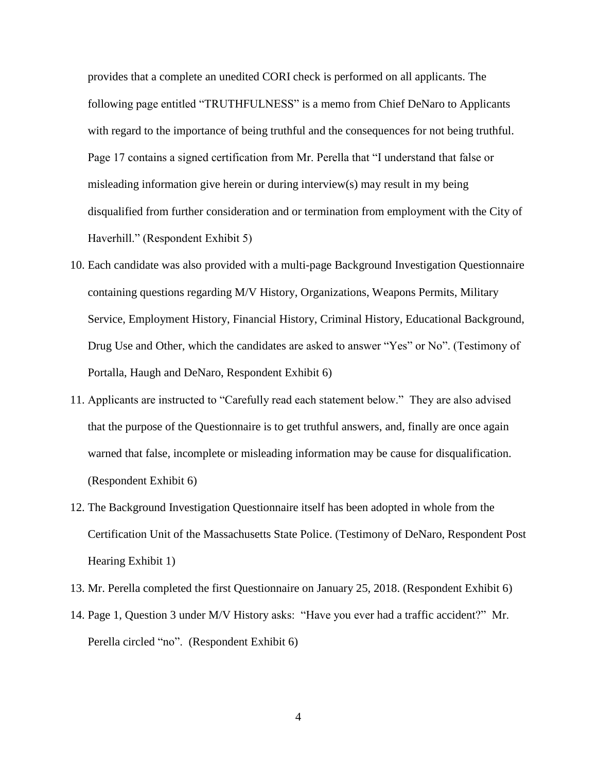provides that a complete an unedited CORI check is performed on all applicants. The following page entitled "TRUTHFULNESS" is a memo from Chief DeNaro to Applicants with regard to the importance of being truthful and the consequences for not being truthful. Page 17 contains a signed certification from Mr. Perella that "I understand that false or misleading information give herein or during interview(s) may result in my being disqualified from further consideration and or termination from employment with the City of Haverhill." (Respondent Exhibit 5)

10. Each candidate was also provided with a multi-page Background Investigation Questionnaire containing questions regarding M/V History, Organizations, Weapons Permits, Military Service, Employment History, Financial History, Criminal History, Educational Background, Drug Use and Other, which the candidates are asked to answer "Yes" or No". (Testimony of Portalla, Haugh and DeNaro, Respondent Exhibit 6)
11. Applicants are instructed to "Carefully read each statement below." They are also advised that the purpose of the Questionnaire is to get truthful answers, and, finally are once again warned that false, incomplete or misleading information may be cause for disqualification. (Respondent Exhibit 6)
12. The Background Investigation Questionnaire itself has been adopted in whole from the Certification Unit of the Massachusetts State Police. (Testimony of DeNaro, Respondent Post Hearing Exhibit 1)
13. Mr. Perella completed the first Questionnaire on January 25, 2018. (Respondent Exhibit 6)
14. Page 1, Question 3 under M/V History asks: "Have you ever had a traffic accident?" Mr. Perella circled "no". (Respondent Exhibit 6)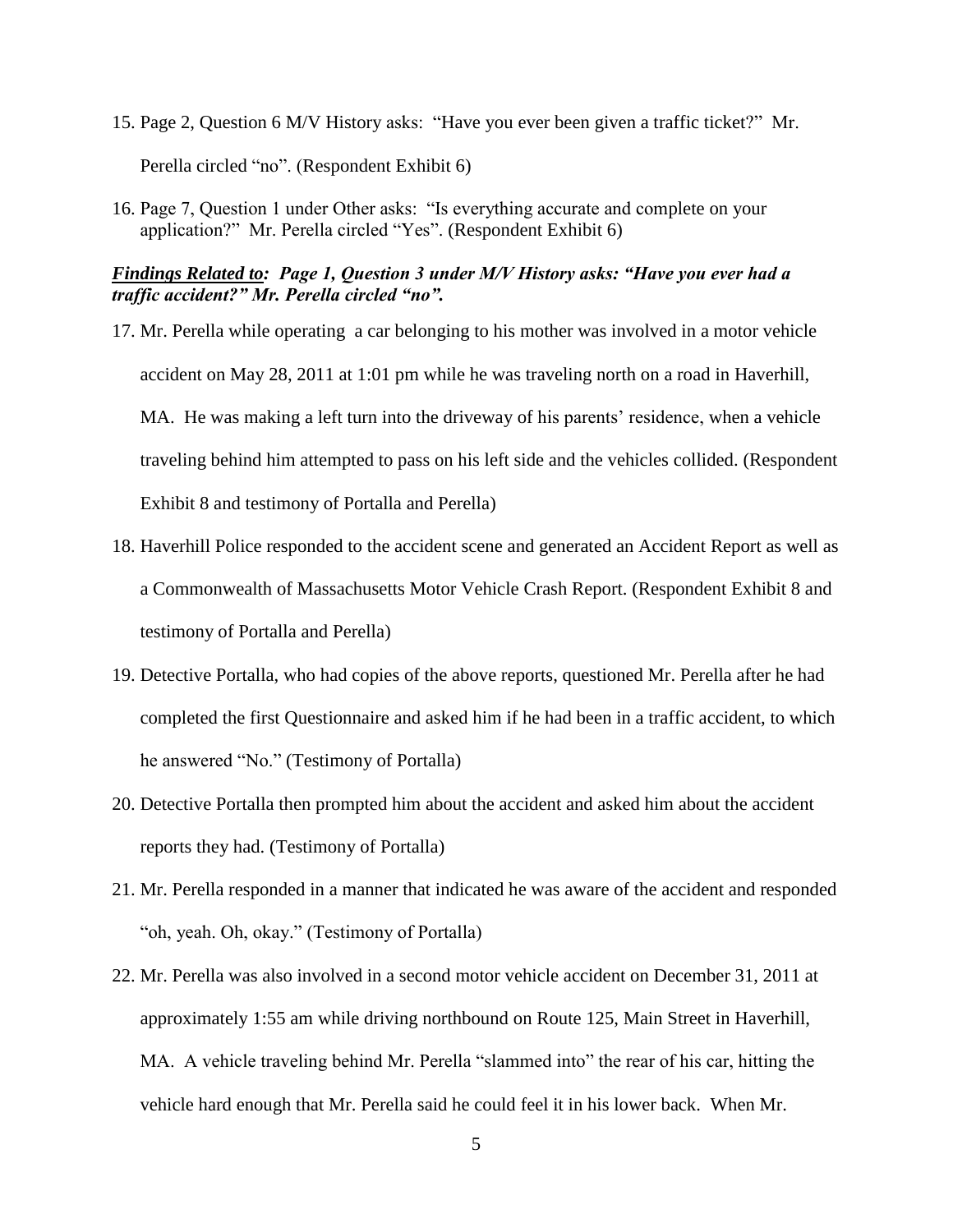15. Page 2, Question 6 M/V History asks: "Have you ever been given a traffic ticket?" Mr. Perella circled "no". (Respondent Exhibit 6)

16. Page 7, Question 1 under Other asks: "Is everything accurate and complete on your application?" Mr. Perella circled "Yes". (Respondent Exhibit 6)

***<u>Findings Related to</u>: Page 1, Question 3 under M/V History asks: "Have you ever had a traffic accident?" Mr. Perella circled "no".***

17. Mr. Perella while operating a car belonging to his mother was involved in a motor vehicle accident on May 28, 2011 at 1:01 pm while he was traveling north on a road in Haverhill, MA. He was making a left turn into the driveway of his parents' residence, when a vehicle traveling behind him attempted to pass on his left side and the vehicles collided. (Respondent Exhibit 8 and testimony of Portalla and Perella)

18. Haverhill Police responded to the accident scene and generated an Accident Report as well as a Commonwealth of Massachusetts Motor Vehicle Crash Report. (Respondent Exhibit 8 and testimony of Portalla and Perella)

19. Detective Portalla, who had copies of the above reports, questioned Mr. Perella after he had completed the first Questionnaire and asked him if he had been in a traffic accident, to which he answered "No." (Testimony of Portalla)

20. Detective Portalla then prompted him about the accident and asked him about the accident reports they had. (Testimony of Portalla)

21. Mr. Perella responded in a manner that indicated he was aware of the accident and responded "oh, yeah. Oh, okay." (Testimony of Portalla)

22. Mr. Perella was also involved in a second motor vehicle accident on December 31, 2011 at approximately 1:55 am while driving northbound on Route 125, Main Street in Haverhill, MA. A vehicle traveling behind Mr. Perella "slammed into" the rear of his car, hitting the vehicle hard enough that Mr. Perella said he could feel it in his lower back. When Mr.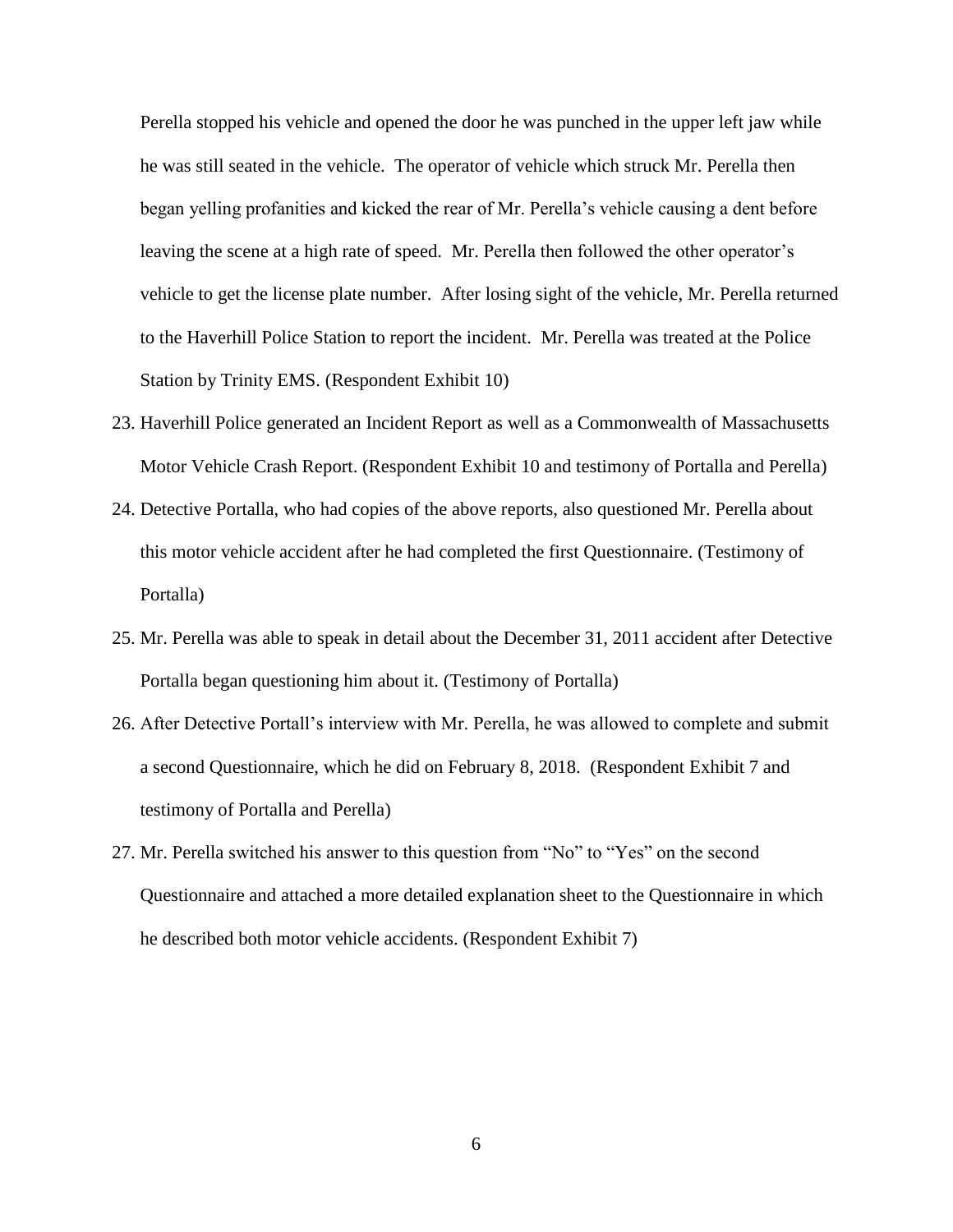Perella stopped his vehicle and opened the door he was punched in the upper left jaw while he was still seated in the vehicle. The operator of vehicle which struck Mr. Perella then began yelling profanities and kicked the rear of Mr. Perella's vehicle causing a dent before leaving the scene at a high rate of speed. Mr. Perella then followed the other operator's vehicle to get the license plate number. After losing sight of the vehicle, Mr. Perella returned to the Haverhill Police Station to report the incident. Mr. Perella was treated at the Police Station by Trinity EMS. (Respondent Exhibit 10)

23. Haverhill Police generated an Incident Report as well as a Commonwealth of Massachusetts Motor Vehicle Crash Report. (Respondent Exhibit 10 and testimony of Portalla and Perella)
24. Detective Portalla, who had copies of the above reports, also questioned Mr. Perella about this motor vehicle accident after he had completed the first Questionnaire. (Testimony of Portalla)
25. Mr. Perella was able to speak in detail about the December 31, 2011 accident after Detective Portalla began questioning him about it. (Testimony of Portalla)
26. After Detective Portall's interview with Mr. Perella, he was allowed to complete and submit a second Questionnaire, which he did on February 8, 2018. (Respondent Exhibit 7 and testimony of Portalla and Perella)
27. Mr. Perella switched his answer to this question from "No" to "Yes" on the second Questionnaire and attached a more detailed explanation sheet to the Questionnaire in which he described both motor vehicle accidents. (Respondent Exhibit 7)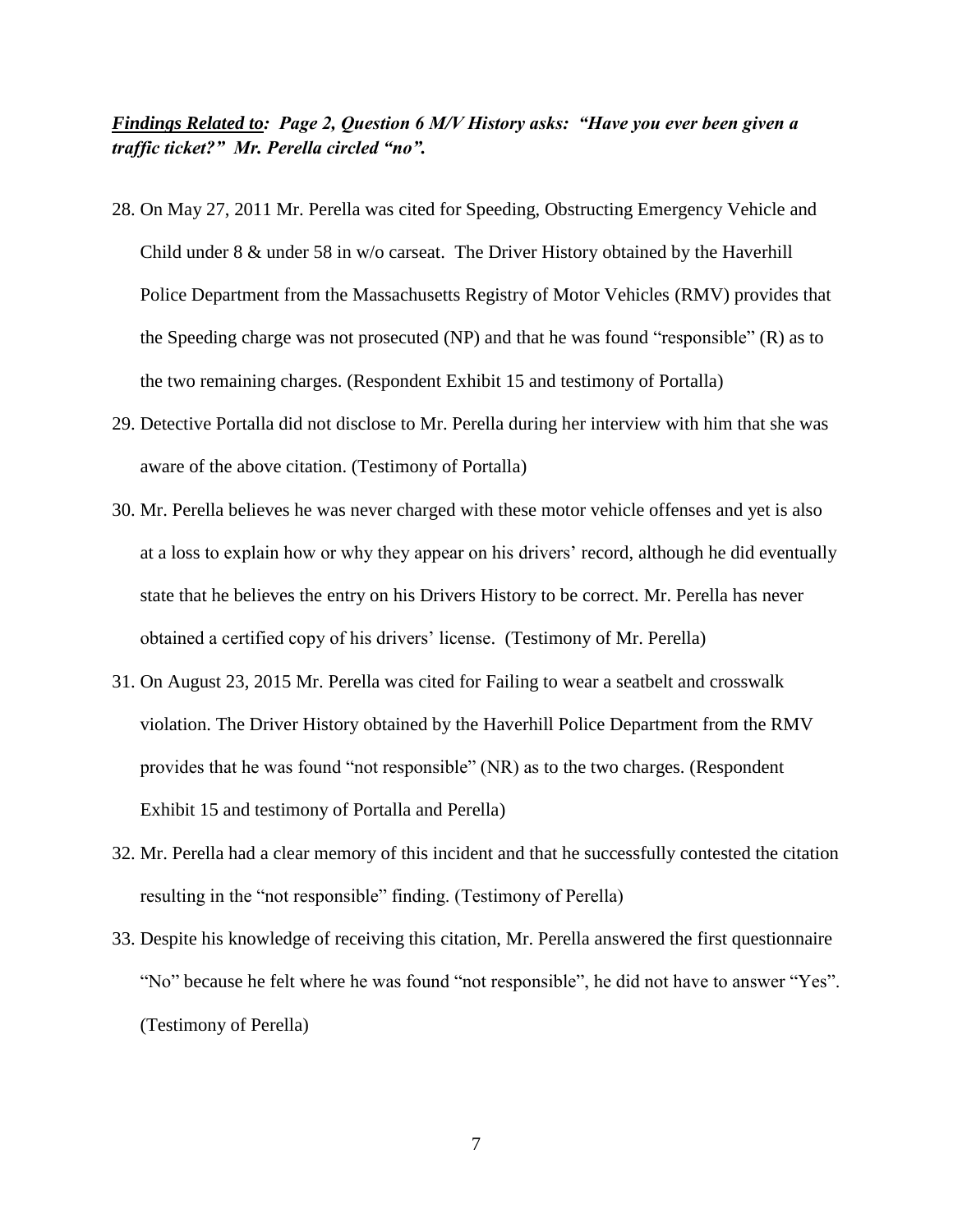***Findings Related to**: Page 2, Question 6 M/V History asks: "Have you ever been given a traffic ticket?" Mr. Perella circled "no".*

28. On May 27, 2011 Mr. Perella was cited for Speeding, Obstructing Emergency Vehicle and Child under 8 & under 58 in w/o carseat. The Driver History obtained by the Haverhill Police Department from the Massachusetts Registry of Motor Vehicles (RMV) provides that the Speeding charge was not prosecuted (NP) and that he was found "responsible" (R) as to the two remaining charges. (Respondent Exhibit 15 and testimony of Portalla)
29. Detective Portalla did not disclose to Mr. Perella during her interview with him that she was aware of the above citation. (Testimony of Portalla)
30. Mr. Perella believes he was never charged with these motor vehicle offenses and yet is also at a loss to explain how or why they appear on his drivers' record, although he did eventually state that he believes the entry on his Drivers History to be correct. Mr. Perella has never obtained a certified copy of his drivers' license. (Testimony of Mr. Perella)
31. On August 23, 2015 Mr. Perella was cited for Failing to wear a seatbelt and crosswalk violation. The Driver History obtained by the Haverhill Police Department from the RMV provides that he was found "not responsible" (NR) as to the two charges. (Respondent Exhibit 15 and testimony of Portalla and Perella)
32. Mr. Perella had a clear memory of this incident and that he successfully contested the citation resulting in the "not responsible" finding. (Testimony of Perella)
33. Despite his knowledge of receiving this citation, Mr. Perella answered the first questionnaire "No" because he felt where he was found "not responsible", he did not have to answer "Yes". (Testimony of Perella)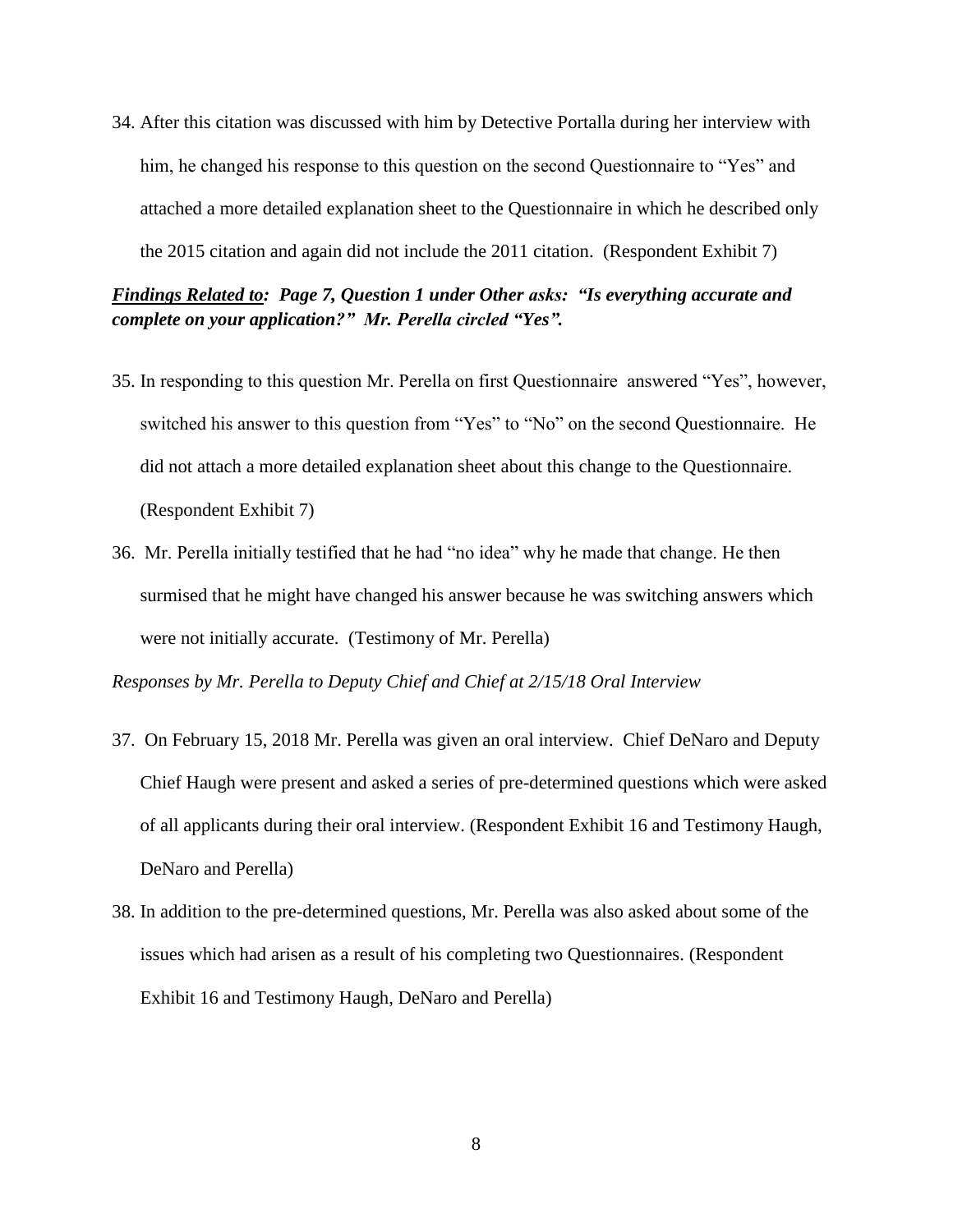34. After this citation was discussed with him by Detective Portalla during her interview with him, he changed his response to this question on the second Questionnaire to “Yes” and attached a more detailed explanation sheet to the Questionnaire in which he described only the 2015 citation and again did not include the 2011 citation. (Respondent Exhibit 7)

***<u>Findings Related to</u>: Page 7, Question 1 under Other asks: “Is everything accurate and complete on your application?” Mr. Perella circled “Yes”.***

35. In responding to this question Mr. Perella on first Questionnaire answered “Yes”, however, switched his answer to this question from “Yes” to “No” on the second Questionnaire. He did not attach a more detailed explanation sheet about this change to the Questionnaire. (Respondent Exhibit 7)

36. Mr. Perella initially testified that he had “no idea” why he made that change. He then surmised that he might have changed his answer because he was switching answers which were not initially accurate. (Testimony of Mr. Perella)

*Responses by Mr. Perella to Deputy Chief and Chief at 2/15/18 Oral Interview*

37. On February 15, 2018 Mr. Perella was given an oral interview. Chief DeNaro and Deputy Chief Haugh were present and asked a series of pre-determined questions which were asked of all applicants during their oral interview. (Respondent Exhibit 16 and Testimony Haugh, DeNaro and Perella)

38. In addition to the pre-determined questions, Mr. Perella was also asked about some of the issues which had arisen as a result of his completing two Questionnaires. (Respondent Exhibit 16 and Testimony Haugh, DeNaro and Perella)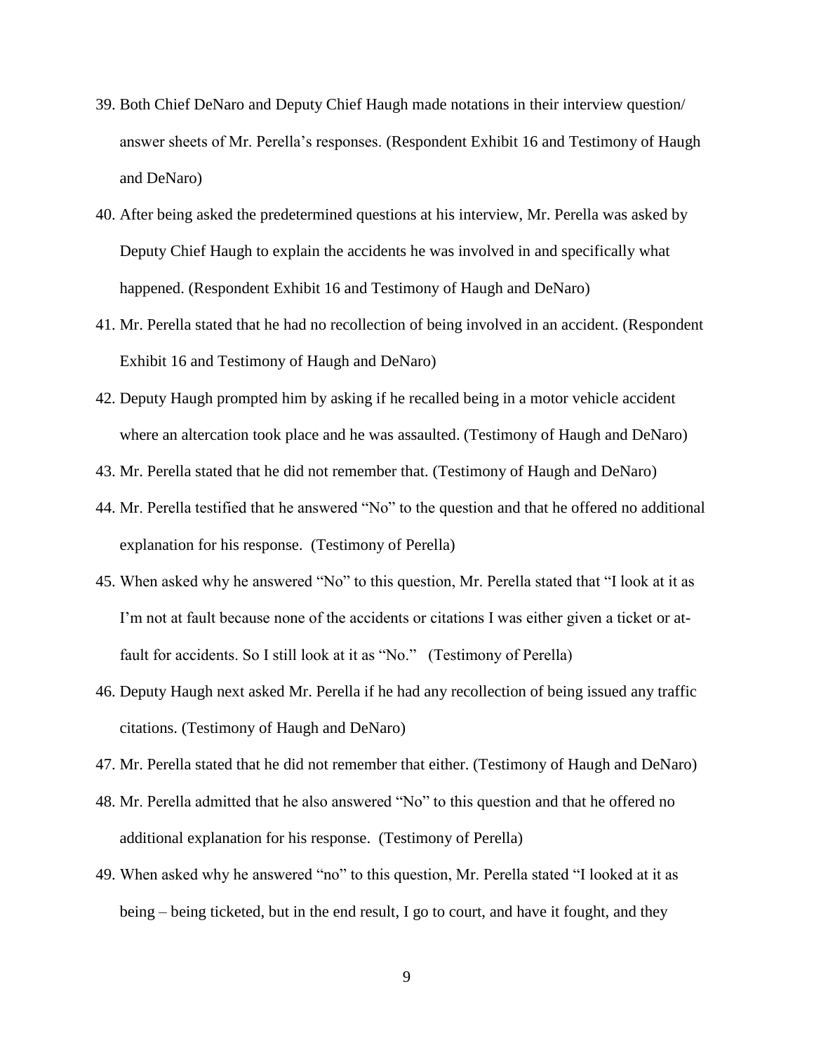39. Both Chief DeNaro and Deputy Chief Haugh made notations in their interview question/ answer sheets of Mr. Perella's responses. (Respondent Exhibit 16 and Testimony of Haugh and DeNaro)
40. After being asked the predetermined questions at his interview, Mr. Perella was asked by Deputy Chief Haugh to explain the accidents he was involved in and specifically what happened. (Respondent Exhibit 16 and Testimony of Haugh and DeNaro)
41. Mr. Perella stated that he had no recollection of being involved in an accident. (Respondent Exhibit 16 and Testimony of Haugh and DeNaro)
42. Deputy Haugh prompted him by asking if he recalled being in a motor vehicle accident where an altercation took place and he was assaulted. (Testimony of Haugh and DeNaro)
43. Mr. Perella stated that he did not remember that. (Testimony of Haugh and DeNaro)
44. Mr. Perella testified that he answered "No" to the question and that he offered no additional explanation for his response. (Testimony of Perella)
45. When asked why he answered "No" to this question, Mr. Perella stated that "I look at it as I'm not at fault because none of the accidents or citations I was either given a ticket or at-fault for accidents. So I still look at it as "No." (Testimony of Perella)
46. Deputy Haugh next asked Mr. Perella if he had any recollection of being issued any traffic citations. (Testimony of Haugh and DeNaro)
47. Mr. Perella stated that he did not remember that either. (Testimony of Haugh and DeNaro)
48. Mr. Perella admitted that he also answered "No" to this question and that he offered no additional explanation for his response. (Testimony of Perella)
49. When asked why he answered "no" to this question, Mr. Perella stated "I looked at it as being – being ticketed, but in the end result, I go to court, and have it fought, and they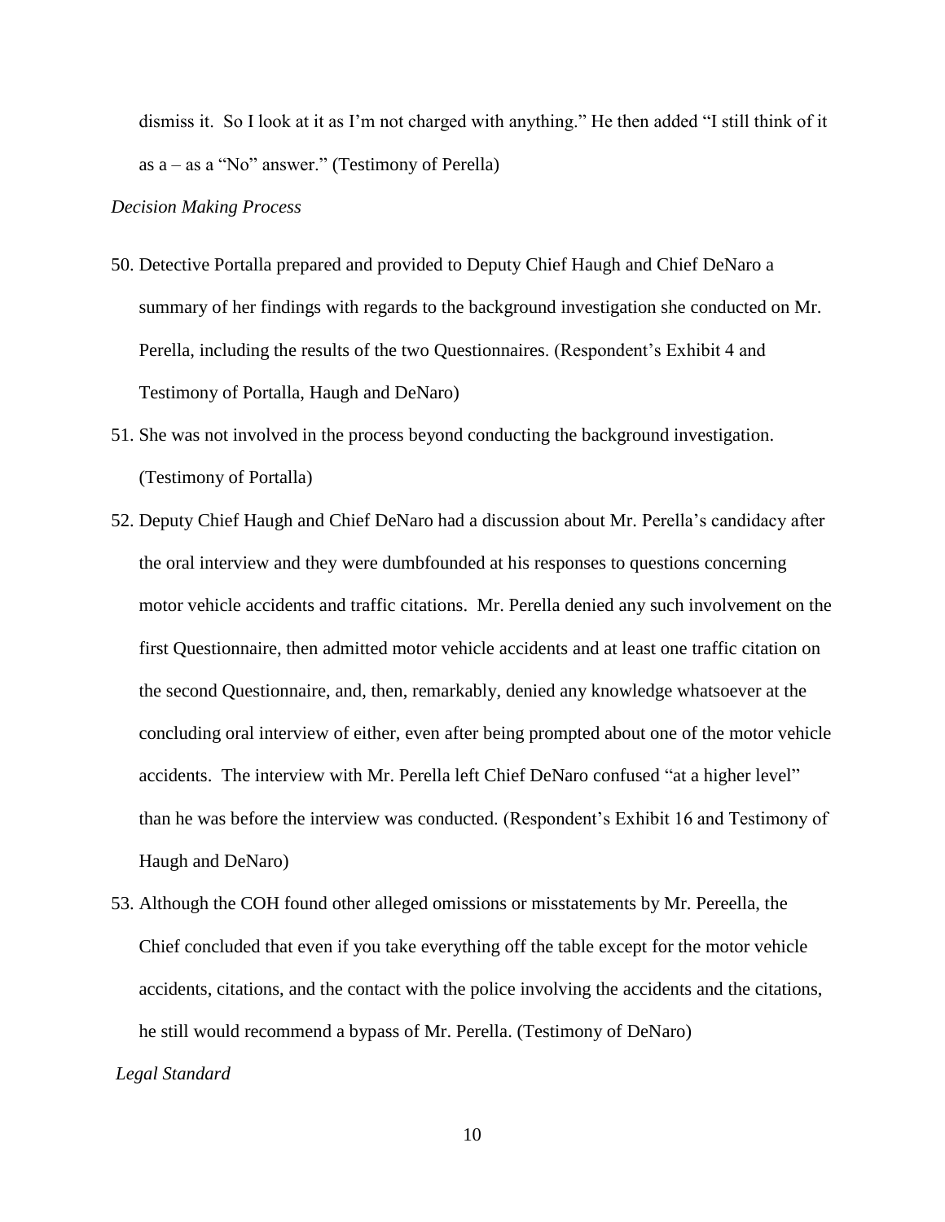dismiss it. So I look at it as I'm not charged with anything." He then added "I still think of it as a – as a "No" answer." (Testimony of Perella)

*Decision Making Process*

50. Detective Portalla prepared and provided to Deputy Chief Haugh and Chief DeNaro a summary of her findings with regards to the background investigation she conducted on Mr. Perella, including the results of the two Questionnaires. (Respondent's Exhibit 4 and Testimony of Portalla, Haugh and DeNaro)

51. She was not involved in the process beyond conducting the background investigation. (Testimony of Portalla)

52. Deputy Chief Haugh and Chief DeNaro had a discussion about Mr. Perella's candidacy after the oral interview and they were dumbfounded at his responses to questions concerning motor vehicle accidents and traffic citations. Mr. Perella denied any such involvement on the first Questionnaire, then admitted motor vehicle accidents and at least one traffic citation on the second Questionnaire, and, then, remarkably, denied any knowledge whatsoever at the concluding oral interview of either, even after being prompted about one of the motor vehicle accidents. The interview with Mr. Perella left Chief DeNaro confused "at a higher level" than he was before the interview was conducted. (Respondent's Exhibit 16 and Testimony of Haugh and DeNaro)

53. Although the COH found other alleged omissions or misstatements by Mr. Pereella, the Chief concluded that even if you take everything off the table except for the motor vehicle accidents, citations, and the contact with the police involving the accidents and the citations, he still would recommend a bypass of Mr. Perella. (Testimony of DeNaro)

*Legal Standard*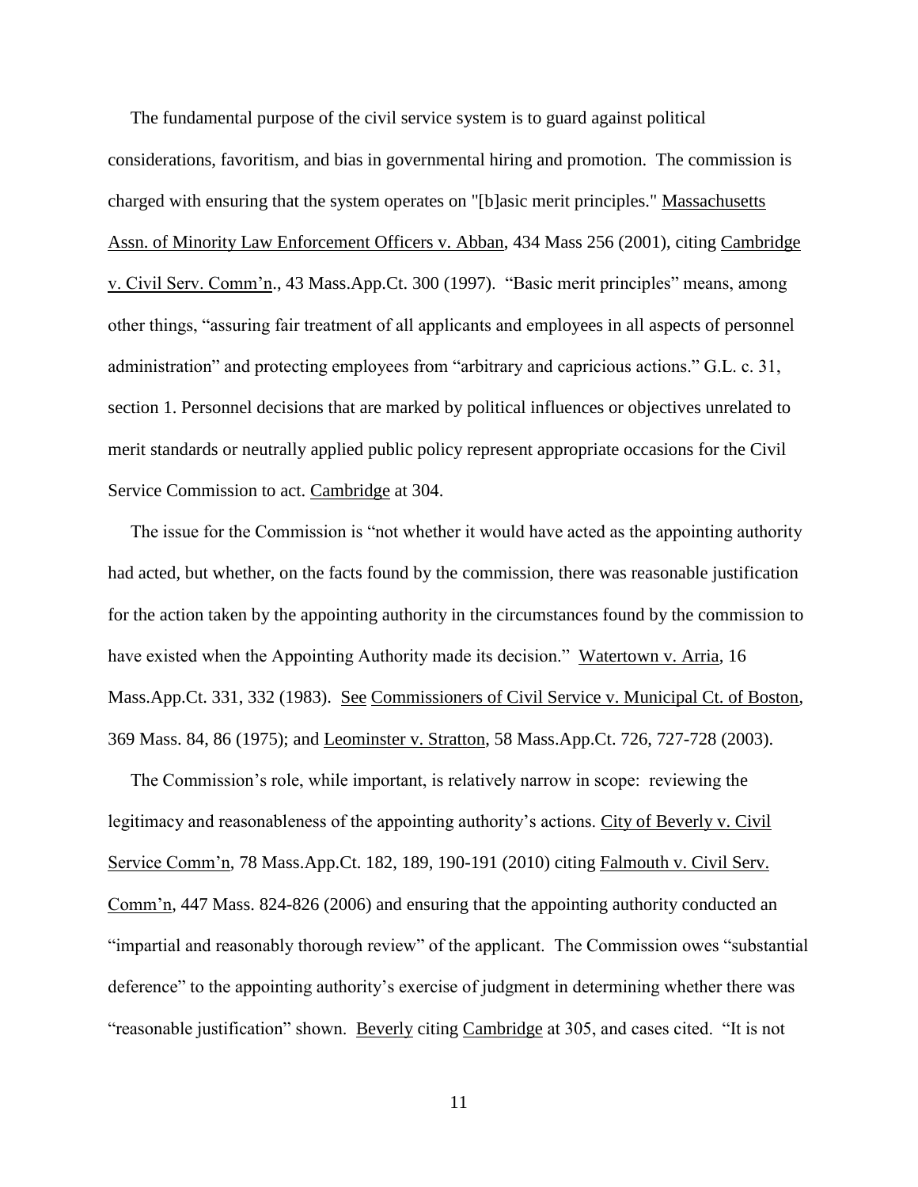The fundamental purpose of the civil service system is to guard against political considerations, favoritism, and bias in governmental hiring and promotion. The commission is charged with ensuring that the system operates on "[b]asic merit principles." Massachusetts Assn. of Minority Law Enforcement Officers v. Abban, 434 Mass 256 (2001), citing Cambridge v. Civil Serv. Comm'n., 43 Mass.App.Ct. 300 (1997). "Basic merit principles" means, among other things, "assuring fair treatment of all applicants and employees in all aspects of personnel administration" and protecting employees from "arbitrary and capricious actions." G.L. c. 31, section 1. Personnel decisions that are marked by political influences or objectives unrelated to merit standards or neutrally applied public policy represent appropriate occasions for the Civil Service Commission to act. Cambridge at 304.

The issue for the Commission is "not whether it would have acted as the appointing authority had acted, but whether, on the facts found by the commission, there was reasonable justification for the action taken by the appointing authority in the circumstances found by the commission to have existed when the Appointing Authority made its decision." Watertown v. Arria, 16 Mass.App.Ct. 331, 332 (1983). See Commissioners of Civil Service v. Municipal Ct. of Boston, 369 Mass. 84, 86 (1975); and Leominster v. Stratton, 58 Mass.App.Ct. 726, 727-728 (2003).

The Commission's role, while important, is relatively narrow in scope: reviewing the legitimacy and reasonableness of the appointing authority's actions. City of Beverly v. Civil Service Comm'n, 78 Mass.App.Ct. 182, 189, 190-191 (2010) citing Falmouth v. Civil Serv. Comm'n, 447 Mass. 824-826 (2006) and ensuring that the appointing authority conducted an "impartial and reasonably thorough review" of the applicant. The Commission owes "substantial deference" to the appointing authority's exercise of judgment in determining whether there was "reasonable justification" shown. Beverly citing Cambridge at 305, and cases cited. "It is not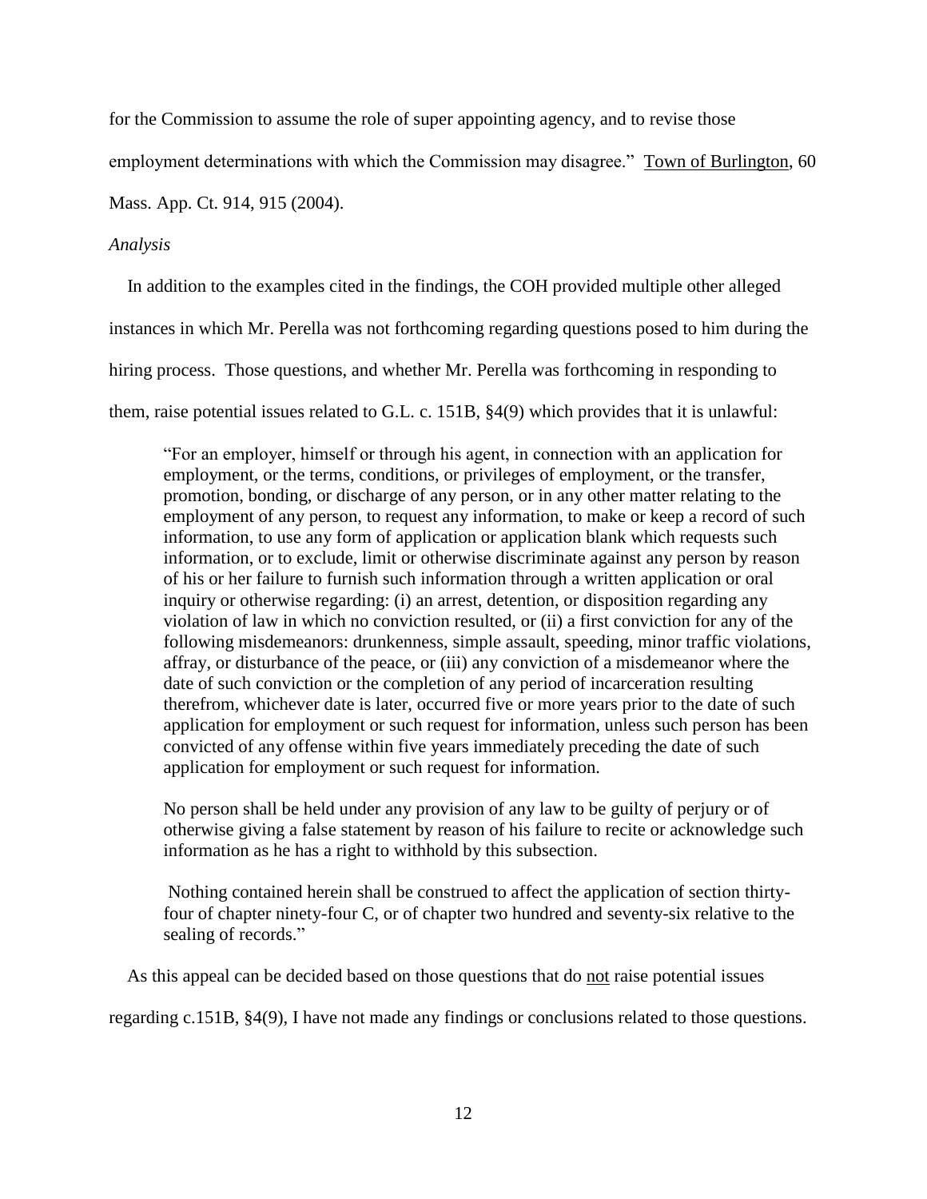for the Commission to assume the role of super appointing agency, and to revise those employment determinations with which the Commission may disagree." Town of Burlington, 60 Mass. App. Ct. 914, 915 (2004).

*Analysis*

In addition to the examples cited in the findings, the COH provided multiple other alleged instances in which Mr. Perella was not forthcoming regarding questions posed to him during the hiring process. Those questions, and whether Mr. Perella was forthcoming in responding to them, raise potential issues related to G.L. c. 151B, §4(9) which provides that it is unlawful:

> "For an employer, himself or through his agent, in connection with an application for employment, or the terms, conditions, or privileges of employment, or the transfer, promotion, bonding, or discharge of any person, or in any other matter relating to the employment of any person, to request any information, to make or keep a record of such information, to use any form of application or application blank which requests such information, or to exclude, limit or otherwise discriminate against any person by reason of his or her failure to furnish such information through a written application or oral inquiry or otherwise regarding: (i) an arrest, detention, or disposition regarding any violation of law in which no conviction resulted, or (ii) a first conviction for any of the following misdemeanors: drunkenness, simple assault, speeding, minor traffic violations, affray, or disturbance of the peace, or (iii) any conviction of a misdemeanor where the date of such conviction or the completion of any period of incarceration resulting therefrom, whichever date is later, occurred five or more years prior to the date of such application for employment or such request for information, unless such person has been convicted of any offense within five years immediately preceding the date of such application for employment or such request for information.
>
> No person shall be held under any provision of any law to be guilty of perjury or of otherwise giving a false statement by reason of his failure to recite or acknowledge such information as he has a right to withhold by this subsection.
>
> Nothing contained herein shall be construed to affect the application of section thirty-four of chapter ninety-four C, or of chapter two hundred and seventy-six relative to the sealing of records."

As this appeal can be decided based on those questions that do not raise potential issues regarding c.151B, §4(9), I have not made any findings or conclusions related to those questions.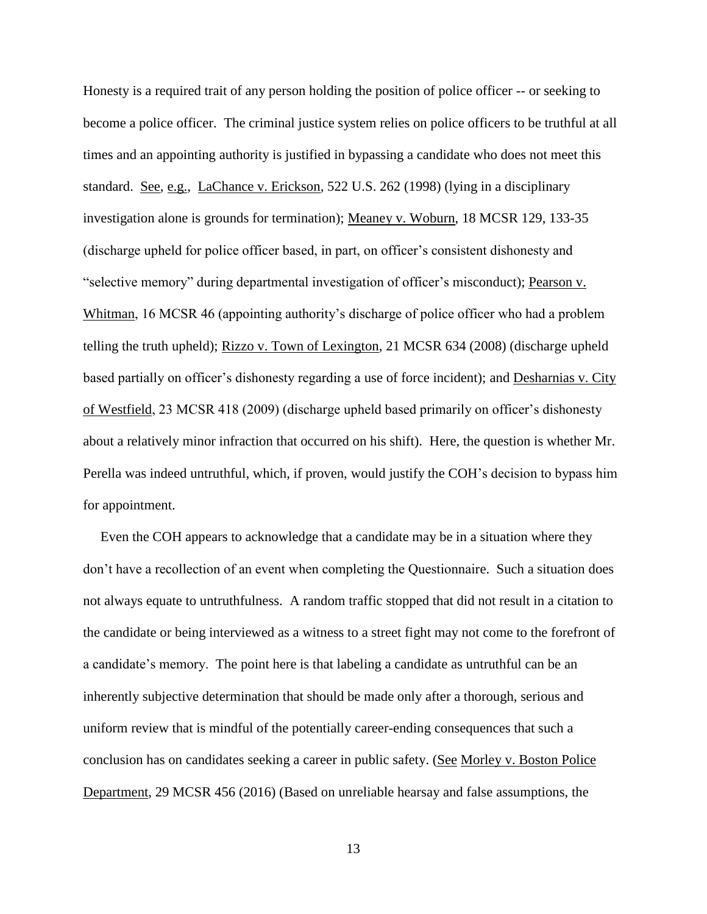Honesty is a required trait of any person holding the position of police officer -- or seeking to become a police officer. The criminal justice system relies on police officers to be truthful at all times and an appointing authority is justified in bypassing a candidate who does not meet this standard. See, e.g., LaChance v. Erickson, 522 U.S. 262 (1998) (lying in a disciplinary investigation alone is grounds for termination); Meaney v. Woburn, 18 MCSR 129, 133-35 (discharge upheld for police officer based, in part, on officer's consistent dishonesty and "selective memory" during departmental investigation of officer's misconduct); Pearson v. Whitman, 16 MCSR 46 (appointing authority's discharge of police officer who had a problem telling the truth upheld); Rizzo v. Town of Lexington, 21 MCSR 634 (2008) (discharge upheld based partially on officer's dishonesty regarding a use of force incident); and Desharnias v. City of Westfield, 23 MCSR 418 (2009) (discharge upheld based primarily on officer's dishonesty about a relatively minor infraction that occurred on his shift). Here, the question is whether Mr. Perella was indeed untruthful, which, if proven, would justify the COH's decision to bypass him for appointment.

Even the COH appears to acknowledge that a candidate may be in a situation where they don't have a recollection of an event when completing the Questionnaire. Such a situation does not always equate to untruthfulness. A random traffic stopped that did not result in a citation to the candidate or being interviewed as a witness to a street fight may not come to the forefront of a candidate's memory. The point here is that labeling a candidate as untruthful can be an inherently subjective determination that should be made only after a thorough, serious and uniform review that is mindful of the potentially career-ending consequences that such a conclusion has on candidates seeking a career in public safety. (See Morley v. Boston Police Department, 29 MCSR 456 (2016) (Based on unreliable hearsay and false assumptions, the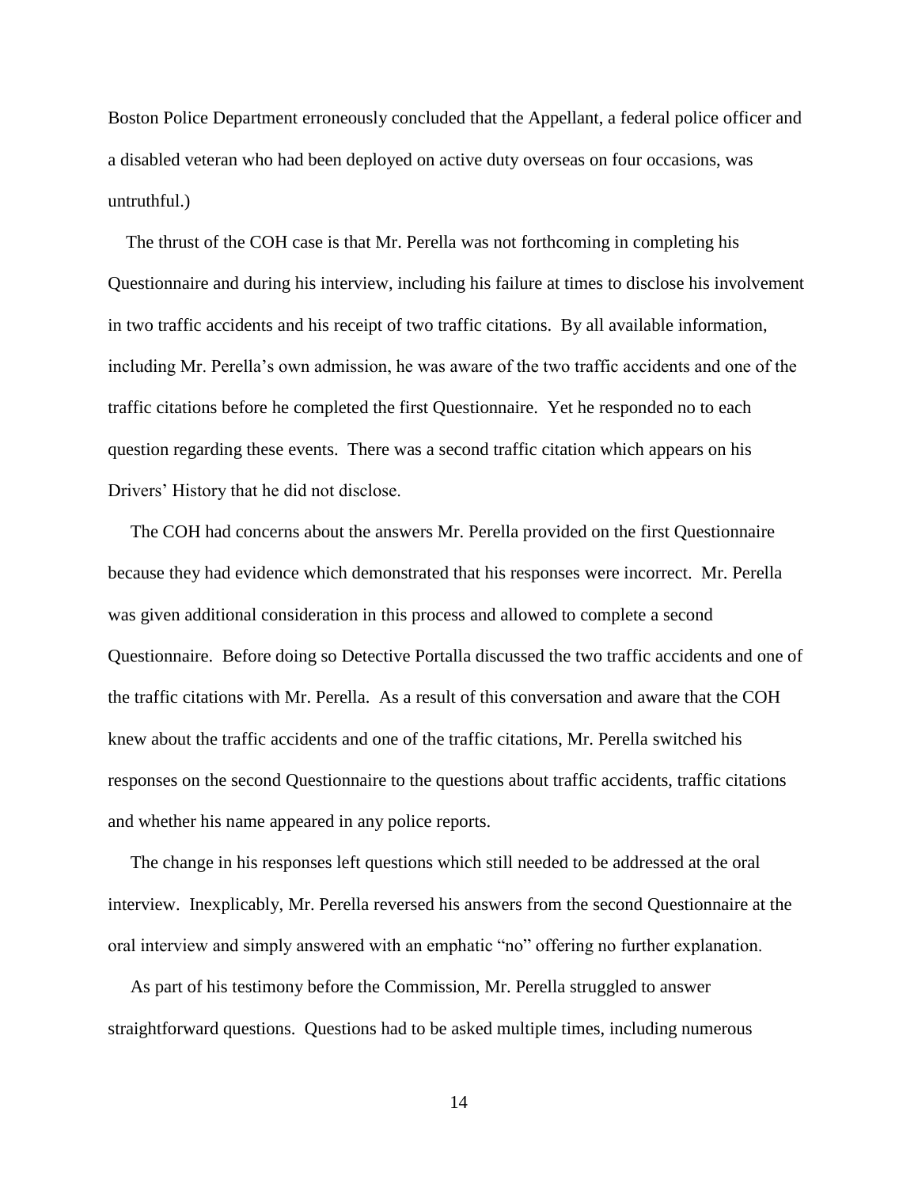Boston Police Department erroneously concluded that the Appellant, a federal police officer and a disabled veteran who had been deployed on active duty overseas on four occasions, was untruthful.)

The thrust of the COH case is that Mr. Perella was not forthcoming in completing his Questionnaire and during his interview, including his failure at times to disclose his involvement in two traffic accidents and his receipt of two traffic citations. By all available information, including Mr. Perella's own admission, he was aware of the two traffic accidents and one of the traffic citations before he completed the first Questionnaire. Yet he responded no to each question regarding these events. There was a second traffic citation which appears on his Drivers' History that he did not disclose.

The COH had concerns about the answers Mr. Perella provided on the first Questionnaire because they had evidence which demonstrated that his responses were incorrect. Mr. Perella was given additional consideration in this process and allowed to complete a second Questionnaire. Before doing so Detective Portalla discussed the two traffic accidents and one of the traffic citations with Mr. Perella. As a result of this conversation and aware that the COH knew about the traffic accidents and one of the traffic citations, Mr. Perella switched his responses on the second Questionnaire to the questions about traffic accidents, traffic citations and whether his name appeared in any police reports.

The change in his responses left questions which still needed to be addressed at the oral interview. Inexplicably, Mr. Perella reversed his answers from the second Questionnaire at the oral interview and simply answered with an emphatic "no" offering no further explanation.

As part of his testimony before the Commission, Mr. Perella struggled to answer straightforward questions. Questions had to be asked multiple times, including numerous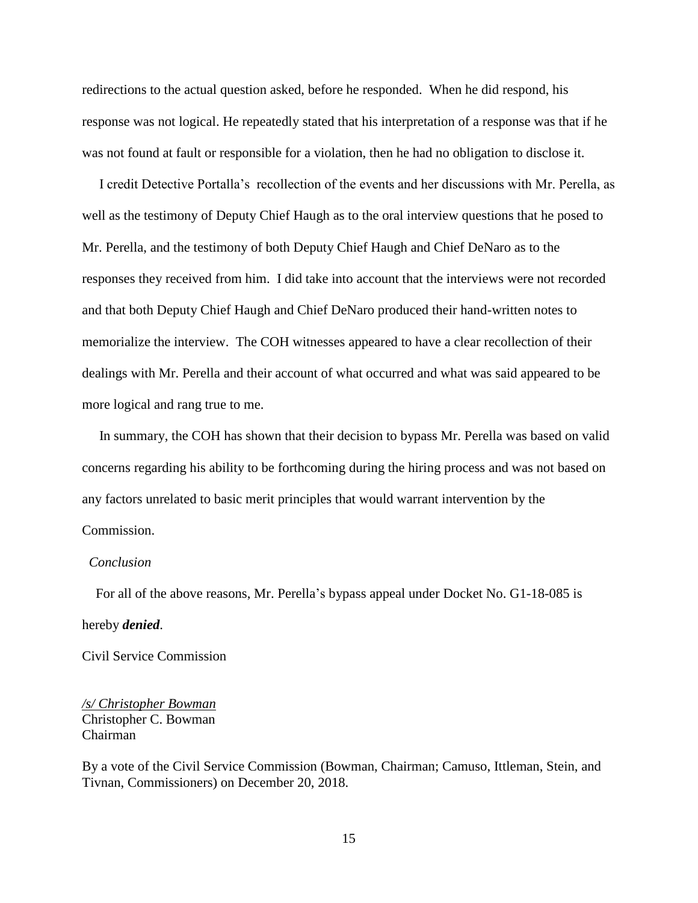redirections to the actual question asked, before he responded. When he did respond, his response was not logical. He repeatedly stated that his interpretation of a response was that if he was not found at fault or responsible for a violation, then he had no obligation to disclose it.

I credit Detective Portalla's recollection of the events and her discussions with Mr. Perella, as well as the testimony of Deputy Chief Haugh as to the oral interview questions that he posed to Mr. Perella, and the testimony of both Deputy Chief Haugh and Chief DeNaro as to the responses they received from him. I did take into account that the interviews were not recorded and that both Deputy Chief Haugh and Chief DeNaro produced their hand-written notes to memorialize the interview. The COH witnesses appeared to have a clear recollection of their dealings with Mr. Perella and their account of what occurred and what was said appeared to be more logical and rang true to me.

In summary, the COH has shown that their decision to bypass Mr. Perella was based on valid concerns regarding his ability to be forthcoming during the hiring process and was not based on any factors unrelated to basic merit principles that would warrant intervention by the Commission.

*Conclusion*

For all of the above reasons, Mr. Perella's bypass appeal under Docket No. G1-18-085 is hereby ***denied***.

Civil Service Commission

*/s/ Christopher Bowman*
Christopher C. Bowman
Chairman

By a vote of the Civil Service Commission (Bowman, Chairman; Camuso, Ittleman, Stein, and Tivnan, Commissioners) on December 20, 2018.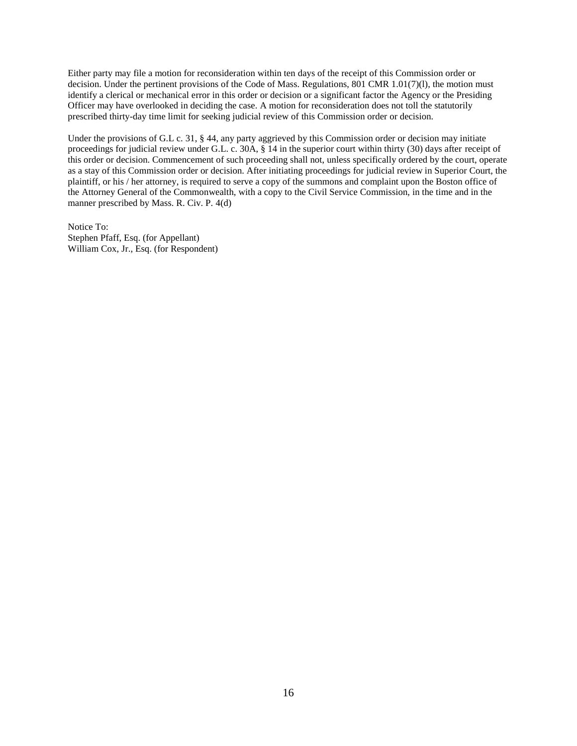Either party may file a motion for reconsideration within ten days of the receipt of this Commission order or decision. Under the pertinent provisions of the Code of Mass. Regulations, 801 CMR 1.01(7)(l), the motion must identify a clerical or mechanical error in this order or decision or a significant factor the Agency or the Presiding Officer may have overlooked in deciding the case. A motion for reconsideration does not toll the statutorily prescribed thirty-day time limit for seeking judicial review of this Commission order or decision.

Under the provisions of G.L c. 31, § 44, any party aggrieved by this Commission order or decision may initiate proceedings for judicial review under G.L. c. 30A, § 14 in the superior court within thirty (30) days after receipt of this order or decision. Commencement of such proceeding shall not, unless specifically ordered by the court, operate as a stay of this Commission order or decision. After initiating proceedings for judicial review in Superior Court, the plaintiff, or his / her attorney, is required to serve a copy of the summons and complaint upon the Boston office of the Attorney General of the Commonwealth, with a copy to the Civil Service Commission, in the time and in the manner prescribed by Mass. R. Civ. P. 4(d)

Notice To:
Stephen Pfaff, Esq. (for Appellant)
William Cox, Jr., Esq. (for Respondent)